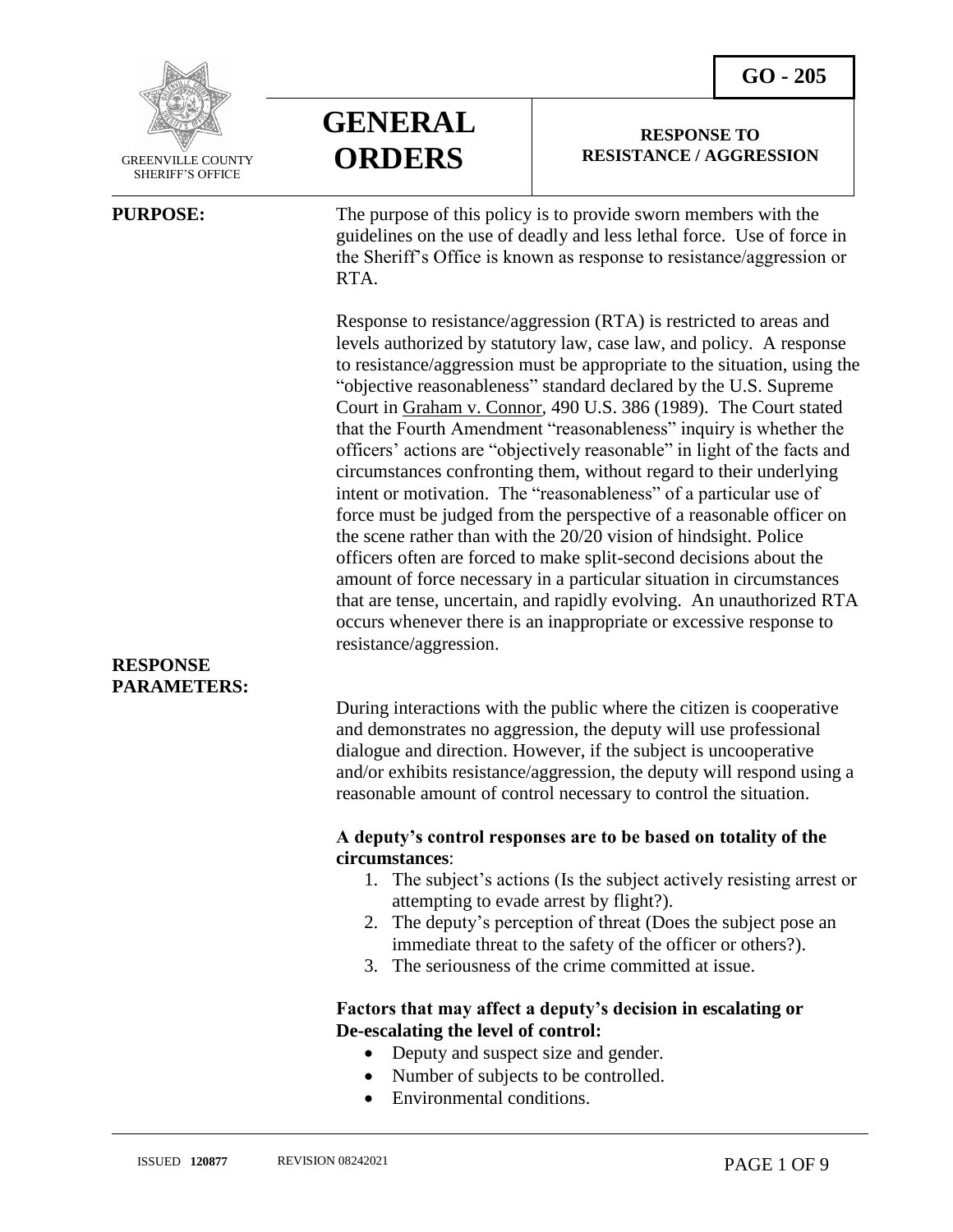GREENVILLE COUNTY SHERIFF'S OFFICE

# GENERAL ORDERS

**GO - 205**

**RESPONSE TO RESISTANCE / AGGRESSION**

**PURPOSE:**

The purpose of this policy is to provide sworn members with the guidelines on the use of deadly and less lethal force. Use of force in the Sheriff's Office is known as response to resistance/aggression or RTA.

Response to resistance/aggression (RTA) is restricted to areas and levels authorized by statutory law, case law, and policy. A response to resistance/aggression must be appropriate to the situation, using the "objective reasonableness" standard declared by the U.S. Supreme Court in Graham v. Connor, 490 U.S. 386 (1989). The Court stated that the Fourth Amendment "reasonableness" inquiry is whether the officers' actions are "objectively reasonable" in light of the facts and circumstances confronting them, without regard to their underlying intent or motivation. The "reasonableness" of a particular use of force must be judged from the perspective of a reasonable officer on the scene rather than with the 20/20 vision of hindsight. Police officers often are forced to make split-second decisions about the amount of force necessary in a particular situation in circumstances that are tense, uncertain, and rapidly evolving. An unauthorized RTA occurs whenever there is an inappropriate or excessive response to resistance/aggression.

**RESPONSE PARAMETERS:**

During interactions with the public where the citizen is cooperative and demonstrates no aggression, the deputy will use professional dialogue and direction. However, if the subject is uncooperative and/or exhibits resistance/aggression, the deputy will respond using a reasonable amount of control necessary to control the situation.

**A deputy's control responses are to be based on totality of the circumstances**:

1. The subject's actions (Is the subject actively resisting arrest or attempting to evade arrest by flight?).
2. The deputy's perception of threat (Does the subject pose an immediate threat to the safety of the officer or others?).
3. The seriousness of the crime committed at issue.

**Factors that may affect a deputy's decision in escalating or De-escalating the level of control:**

- Deputy and suspect size and gender.
- Number of subjects to be controlled.
- Environmental conditions.

ISSUED **120877** REVISION 08242021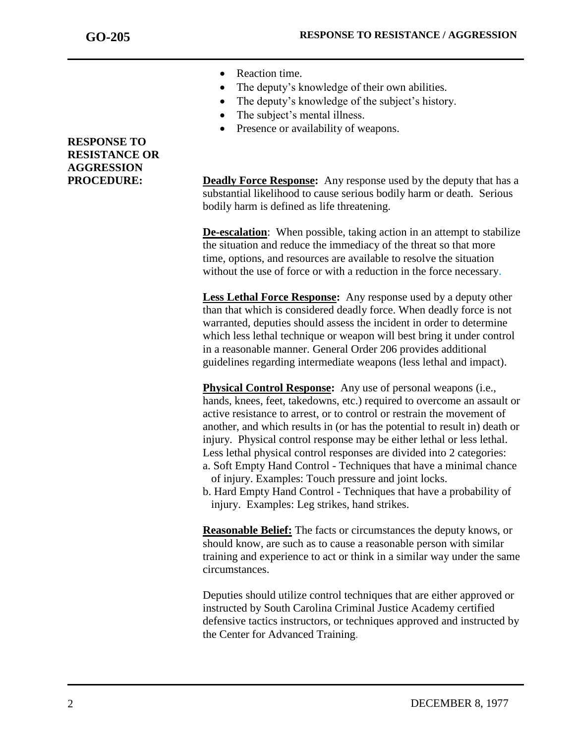- Reaction time.
- The deputy's knowledge of their own abilities.
- The deputy's knowledge of the subject's history.
- The subject's mental illness.
- Presence or availability of weapons.

**RESPONSE TO RESISTANCE OR AGGRESSION PROCEDURE:**

**Deadly Force Response:** Any response used by the deputy that has a substantial likelihood to cause serious bodily harm or death. Serious bodily harm is defined as life threatening.

**De-escalation**: When possible, taking action in an attempt to stabilize the situation and reduce the immediacy of the threat so that more time, options, and resources are available to resolve the situation without the use of force or with a reduction in the force necessary.

**Less Lethal Force Response:** Any response used by a deputy other than that which is considered deadly force. When deadly force is not warranted, deputies should assess the incident in order to determine which less lethal technique or weapon will best bring it under control in a reasonable manner. General Order 206 provides additional guidelines regarding intermediate weapons (less lethal and impact).

**Physical Control Response:** Any use of personal weapons (i.e., hands, knees, feet, takedowns, etc.) required to overcome an assault or active resistance to arrest, or to control or restrain the movement of another, and which results in (or has the potential to result in) death or injury. Physical control response may be either lethal or less lethal. Less lethal physical control responses are divided into 2 categories:

a. Soft Empty Hand Control - Techniques that have a minimal chance of injury. Examples: Touch pressure and joint locks.
b. Hard Empty Hand Control - Techniques that have a probability of injury. Examples: Leg strikes, hand strikes.

**Reasonable Belief:** The facts or circumstances the deputy knows, or should know, are such as to cause a reasonable person with similar training and experience to act or think in a similar way under the same circumstances.

Deputies should utilize control techniques that are either approved or instructed by South Carolina Criminal Justice Academy certified defensive tactics instructors, or techniques approved and instructed by the Center for Advanced Training.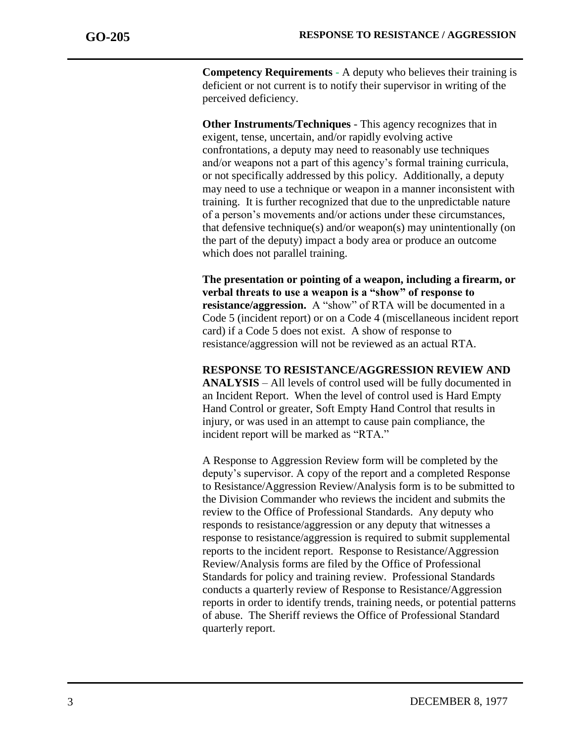**Competency Requirements** - A deputy who believes their training is deficient or not current is to notify their supervisor in writing of the perceived deficiency.

**Other Instruments/Techniques** - This agency recognizes that in exigent, tense, uncertain, and/or rapidly evolving active confrontations, a deputy may need to reasonably use techniques and/or weapons not a part of this agency's formal training curricula, or not specifically addressed by this policy. Additionally, a deputy may need to use a technique or weapon in a manner inconsistent with training. It is further recognized that due to the unpredictable nature of a person's movements and/or actions under these circumstances, that defensive technique(s) and/or weapon(s) may unintentionally (on the part of the deputy) impact a body area or produce an outcome which does not parallel training.

**The presentation or pointing of a weapon, including a firearm, or verbal threats to use a weapon is a "show" of response to resistance/aggression.** A "show" of RTA will be documented in a Code 5 (incident report) or on a Code 4 (miscellaneous incident report card) if a Code 5 does not exist. A show of response to resistance/aggression will not be reviewed as an actual RTA.

**RESPONSE TO RESISTANCE/AGGRESSION REVIEW AND ANALYSIS** – All levels of control used will be fully documented in an Incident Report. When the level of control used is Hard Empty Hand Control or greater, Soft Empty Hand Control that results in injury, or was used in an attempt to cause pain compliance, the incident report will be marked as "RTA."

A Response to Aggression Review form will be completed by the deputy's supervisor. A copy of the report and a completed Response to Resistance/Aggression Review/Analysis form is to be submitted to the Division Commander who reviews the incident and submits the review to the Office of Professional Standards. Any deputy who responds to resistance/aggression or any deputy that witnesses a response to resistance/aggression is required to submit supplemental reports to the incident report. Response to Resistance/Aggression Review/Analysis forms are filed by the Office of Professional Standards for policy and training review. Professional Standards conducts a quarterly review of Response to Resistance/Aggression reports in order to identify trends, training needs, or potential patterns of abuse. The Sheriff reviews the Office of Professional Standard quarterly report.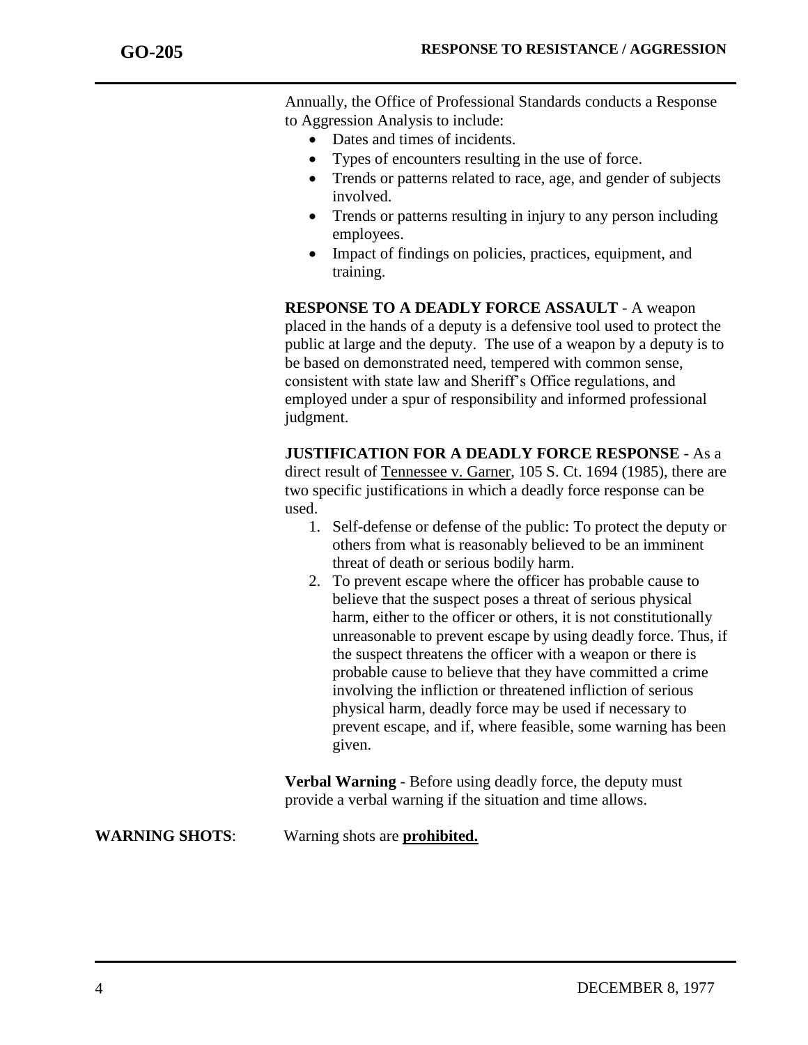Annually, the Office of Professional Standards conducts a Response to Aggression Analysis to include:

- Dates and times of incidents.
- Types of encounters resulting in the use of force.
- Trends or patterns related to race, age, and gender of subjects involved.
- Trends or patterns resulting in injury to any person including employees.
- Impact of findings on policies, practices, equipment, and training.

**RESPONSE TO A DEADLY FORCE ASSAULT** - A weapon placed in the hands of a deputy is a defensive tool used to protect the public at large and the deputy. The use of a weapon by a deputy is to be based on demonstrated need, tempered with common sense, consistent with state law and Sheriff's Office regulations, and employed under a spur of responsibility and informed professional judgment.

**JUSTIFICATION FOR A DEADLY FORCE RESPONSE** - As a direct result of Tennessee v. Garner, 105 S. Ct. 1694 (1985), there are two specific justifications in which a deadly force response can be used.

1. Self-defense or defense of the public: To protect the deputy or others from what is reasonably believed to be an imminent threat of death or serious bodily harm.
2. To prevent escape where the officer has probable cause to believe that the suspect poses a threat of serious physical harm, either to the officer or others, it is not constitutionally unreasonable to prevent escape by using deadly force. Thus, if the suspect threatens the officer with a weapon or there is probable cause to believe that they have committed a crime involving the infliction or threatened infliction of serious physical harm, deadly force may be used if necessary to prevent escape, and if, where feasible, some warning has been given.

**Verbal Warning** - Before using deadly force, the deputy must provide a verbal warning if the situation and time allows.

**WARNING SHOTS**: Warning shots are **prohibited.**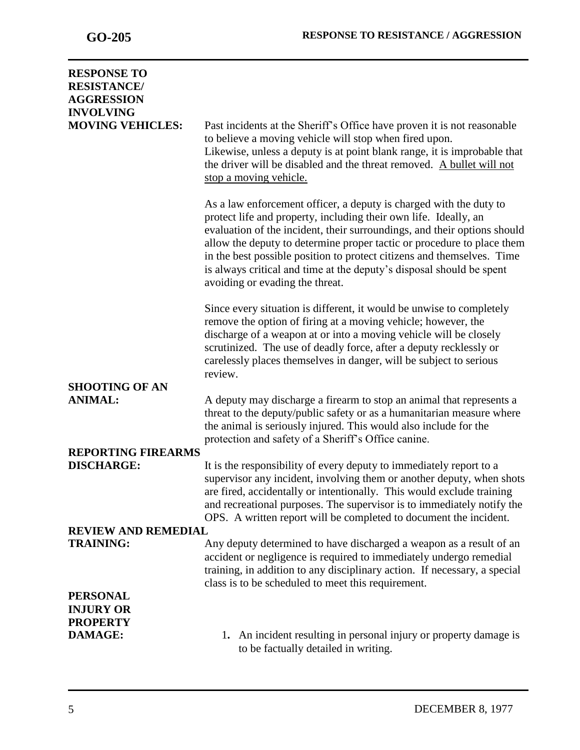**RESPONSE TO RESISTANCE/ AGGRESSION INVOLVING MOVING VEHICLES:**

Past incidents at the Sheriff's Office have proven it is not reasonable to believe a moving vehicle will stop when fired upon. Likewise, unless a deputy is at point blank range, it is improbable that the driver will be disabled and the threat removed. <u>A bullet will not stop a moving vehicle.</u>

As a law enforcement officer, a deputy is charged with the duty to protect life and property, including their own life. Ideally, an evaluation of the incident, their surroundings, and their options should allow the deputy to determine proper tactic or procedure to place them in the best possible position to protect citizens and themselves. Time is always critical and time at the deputy's disposal should be spent avoiding or evading the threat.

Since every situation is different, it would be unwise to completely remove the option of firing at a moving vehicle; however, the discharge of a weapon at or into a moving vehicle will be closely scrutinized. The use of deadly force, after a deputy recklessly or carelessly places themselves in danger, will be subject to serious review.

**SHOOTING OF AN ANIMAL:**

A deputy may discharge a firearm to stop an animal that represents a threat to the deputy/public safety or as a humanitarian measure where the animal is seriously injured. This would also include for the protection and safety of a Sheriff's Office canine.

**REPORTING FIREARMS DISCHARGE:**

It is the responsibility of every deputy to immediately report to a supervisor any incident, involving them or another deputy, when shots are fired, accidentally or intentionally. This would exclude training and recreational purposes. The supervisor is to immediately notify the OPS. A written report will be completed to document the incident.

**REVIEW AND REMEDIAL TRAINING:**

Any deputy determined to have discharged a weapon as a result of an accident or negligence is required to immediately undergo remedial training, in addition to any disciplinary action. If necessary, a special class is to be scheduled to meet this requirement.

**PERSONAL INJURY OR PROPERTY DAMAGE:**

1. An incident resulting in personal injury or property damage is to be factually detailed in writing.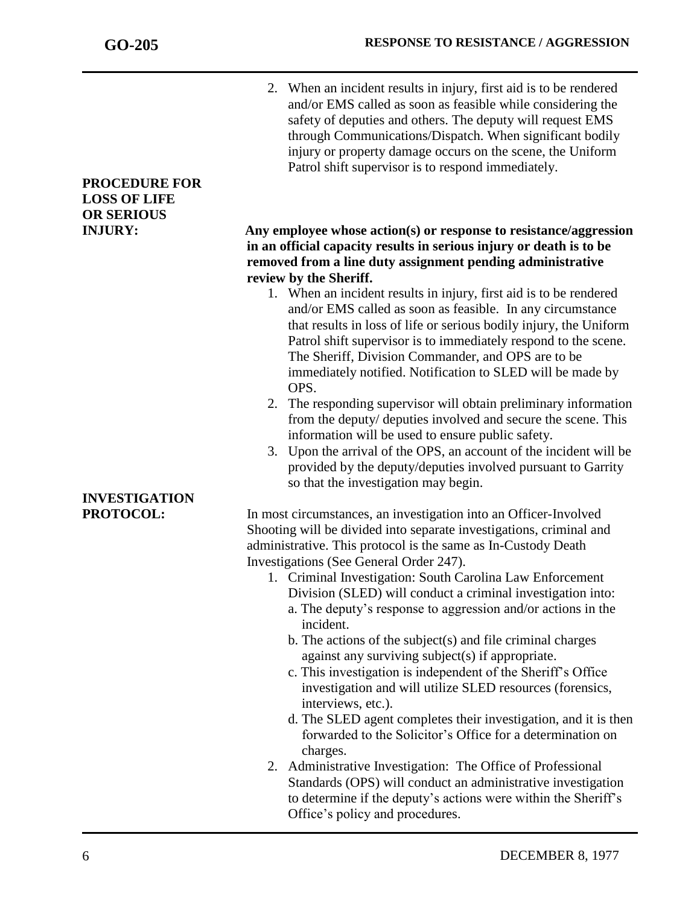2. When an incident results in injury, first aid is to be rendered and/or EMS called as soon as feasible while considering the safety of deputies and others. The deputy will request EMS through Communications/Dispatch. When significant bodily injury or property damage occurs on the scene, the Uniform Patrol shift supervisor is to respond immediately.

**PROCEDURE FOR LOSS OF LIFE OR SERIOUS INJURY:**

**Any employee whose action(s) or response to resistance/aggression in an official capacity results in serious injury or death is to be removed from a line duty assignment pending administrative review by the Sheriff.**

1. When an incident results in injury, first aid is to be rendered and/or EMS called as soon as feasible. In any circumstance that results in loss of life or serious bodily injury, the Uniform Patrol shift supervisor is to immediately respond to the scene. The Sheriff, Division Commander, and OPS are to be immediately notified. Notification to SLED will be made by OPS.
2. The responding supervisor will obtain preliminary information from the deputy/ deputies involved and secure the scene. This information will be used to ensure public safety.
3. Upon the arrival of the OPS, an account of the incident will be provided by the deputy/deputies involved pursuant to Garrity so that the investigation may begin.

**INVESTIGATION PROTOCOL:**

In most circumstances, an investigation into an Officer-Involved Shooting will be divided into separate investigations, criminal and administrative. This protocol is the same as In-Custody Death Investigations (See General Order 247).

1. Criminal Investigation: South Carolina Law Enforcement Division (SLED) will conduct a criminal investigation into:
   a. The deputy's response to aggression and/or actions in the incident.
   b. The actions of the subject(s) and file criminal charges against any surviving subject(s) if appropriate.
   c. This investigation is independent of the Sheriff's Office investigation and will utilize SLED resources (forensics, interviews, etc.).
   d. The SLED agent completes their investigation, and it is then forwarded to the Solicitor's Office for a determination on charges.
2. Administrative Investigation: The Office of Professional Standards (OPS) will conduct an administrative investigation to determine if the deputy's actions were within the Sheriff's Office's policy and procedures.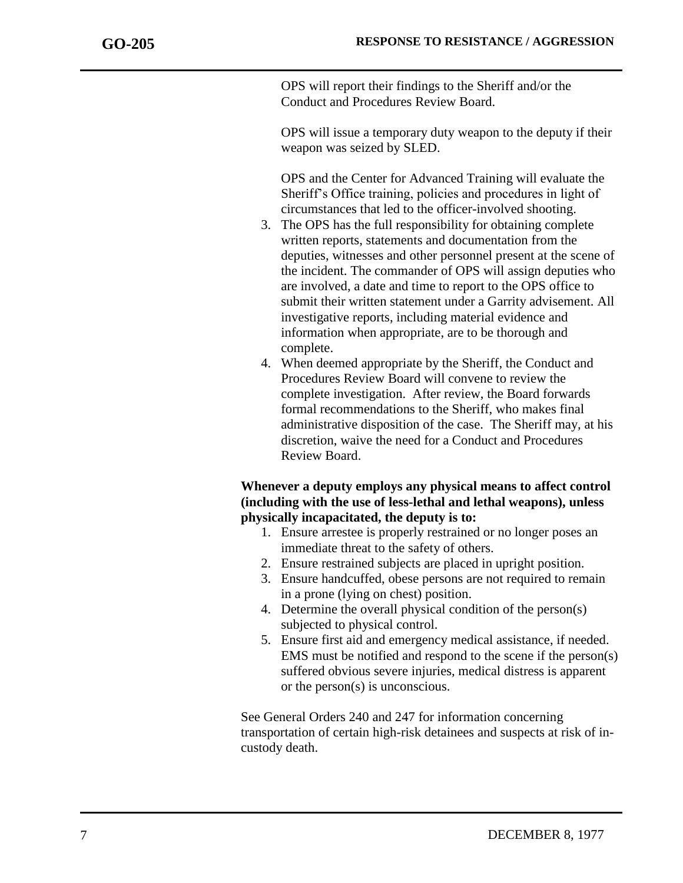OPS will report their findings to the Sheriff and/or the Conduct and Procedures Review Board.

OPS will issue a temporary duty weapon to the deputy if their weapon was seized by SLED.

OPS and the Center for Advanced Training will evaluate the Sheriff's Office training, policies and procedures in light of circumstances that led to the officer-involved shooting.

3. The OPS has the full responsibility for obtaining complete written reports, statements and documentation from the deputies, witnesses and other personnel present at the scene of the incident. The commander of OPS will assign deputies who are involved, a date and time to report to the OPS office to submit their written statement under a Garrity advisement. All investigative reports, including material evidence and information when appropriate, are to be thorough and complete.
4. When deemed appropriate by the Sheriff, the Conduct and Procedures Review Board will convene to review the complete investigation. After review, the Board forwards formal recommendations to the Sheriff, who makes final administrative disposition of the case. The Sheriff may, at his discretion, waive the need for a Conduct and Procedures Review Board.

**Whenever a deputy employs any physical means to affect control (including with the use of less-lethal and lethal weapons), unless physically incapacitated, the deputy is to:**

1. Ensure arrestee is properly restrained or no longer poses an immediate threat to the safety of others.
2. Ensure restrained subjects are placed in upright position.
3. Ensure handcuffed, obese persons are not required to remain in a prone (lying on chest) position.
4. Determine the overall physical condition of the person(s) subjected to physical control.
5. Ensure first aid and emergency medical assistance, if needed. EMS must be notified and respond to the scene if the person(s) suffered obvious severe injuries, medical distress is apparent or the person(s) is unconscious.

See General Orders 240 and 247 for information concerning transportation of certain high-risk detainees and suspects at risk of in-custody death.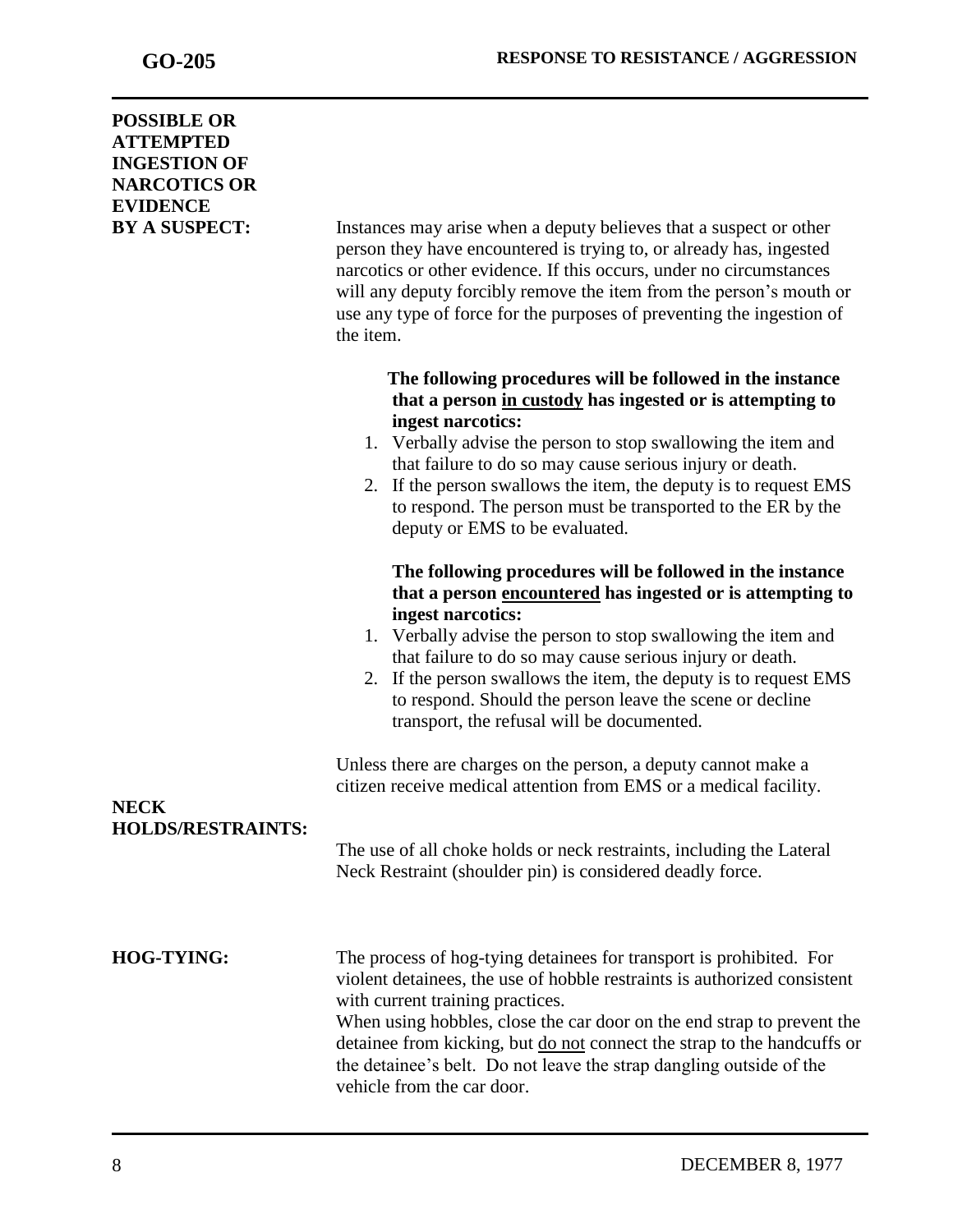## POSSIBLE OR ATTEMPTED INGESTION OF NARCOTICS OR EVIDENCE BY A SUSPECT:

Instances may arise when a deputy believes that a suspect or other person they have encountered is trying to, or already has, ingested narcotics or other evidence. If this occurs, under no circumstances will any deputy forcibly remove the item from the person's mouth or use any type of force for the purposes of preventing the ingestion of the item.

**The following procedures will be followed in the instance that a person <u>in custody</u> has ingested or is attempting to ingest narcotics:**

1. Verbally advise the person to stop swallowing the item and that failure to do so may cause serious injury or death.
2. If the person swallows the item, the deputy is to request EMS to respond. The person must be transported to the ER by the deputy or EMS to be evaluated.

**The following procedures will be followed in the instance that a person <u>encountered</u> has ingested or is attempting to ingest narcotics:**

1. Verbally advise the person to stop swallowing the item and that failure to do so may cause serious injury or death.
2. If the person swallows the item, the deputy is to request EMS to respond. Should the person leave the scene or decline transport, the refusal will be documented.

Unless there are charges on the person, a deputy cannot make a citizen receive medical attention from EMS or a medical facility.

## NECK HOLDS/RESTRAINTS:

The use of all choke holds or neck restraints, including the Lateral Neck Restraint (shoulder pin) is considered deadly force.

## HOG-TYING:

The process of hog-tying detainees for transport is prohibited. For violent detainees, the use of hobble restraints is authorized consistent with current training practices.

When using hobbles, close the car door on the end strap to prevent the detainee from kicking, but <u>do not</u> connect the strap to the handcuffs or the detainee's belt. Do not leave the strap dangling outside of the vehicle from the car door.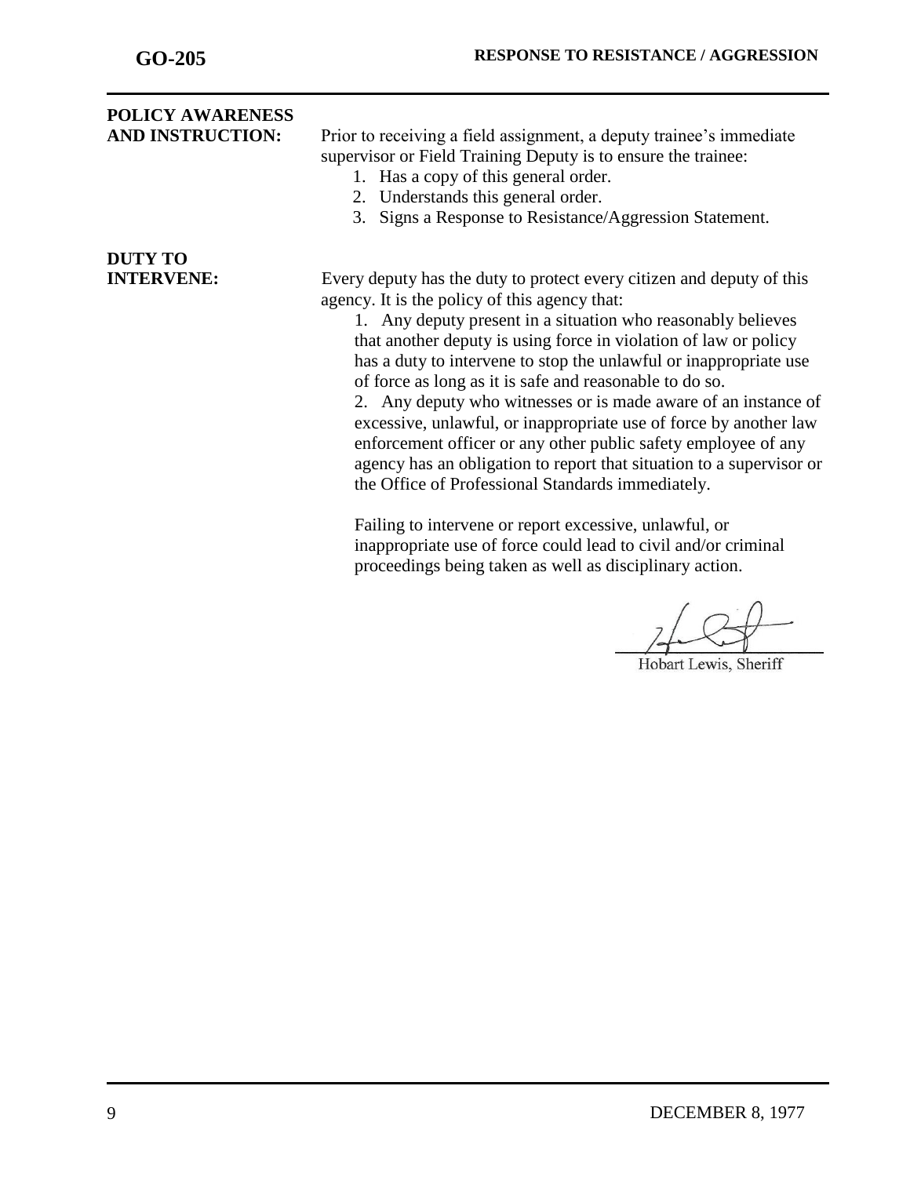**POLICY AWARENESS AND INSTRUCTION:**

Prior to receiving a field assignment, a deputy trainee's immediate supervisor or Field Training Deputy is to ensure the trainee:

1. Has a copy of this general order.
2. Understands this general order.
3. Signs a Response to Resistance/Aggression Statement.

**DUTY TO INTERVENE:**

Every deputy has the duty to protect every citizen and deputy of this agency. It is the policy of this agency that:

1. Any deputy present in a situation who reasonably believes that another deputy is using force in violation of law or policy has a duty to intervene to stop the unlawful or inappropriate use of force as long as it is safe and reasonable to do so.
2. Any deputy who witnesses or is made aware of an instance of excessive, unlawful, or inappropriate use of force by another law enforcement officer or any other public safety employee of any agency has an obligation to report that situation to a supervisor or the Office of Professional Standards immediately.

Failing to intervene or report excessive, unlawful, or inappropriate use of force could lead to civil and/or criminal proceedings being taken as well as disciplinary action.

Hobart Lewis, Sheriff